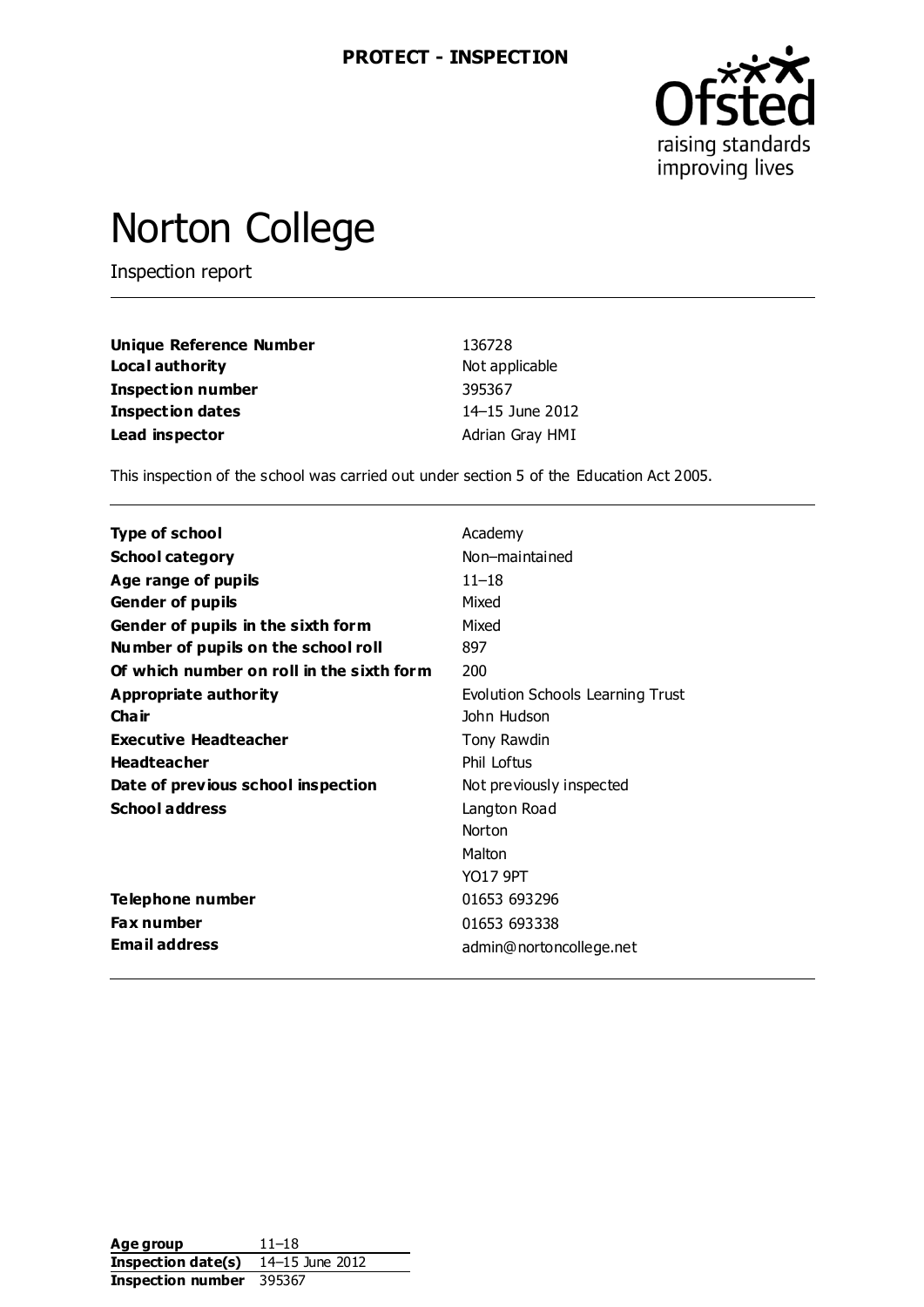**PROTECT - INSPECTION**

# Norton College

Inspection report

| | |
|---|---|
| **Unique Reference Number** | 136728 |
| **Local authority** | Not applicable |
| **Inspection number** | 395367 |
| **Inspection dates** | 14–15 June 2012 |
| **Lead inspector** | Adrian Gray HMI |

This inspection of the school was carried out under section 5 of the Education Act 2005.

| | |
|---|---|
| **Type of school** | Academy |
| **School category** | Non–maintained |
| **Age range of pupils** | 11–18 |
| **Gender of pupils** | Mixed |
| **Gender of pupils in the sixth form** | Mixed |
| **Number of pupils on the school roll** | 897 |
| **Of which number on roll in the sixth form** | 200 |
| **Appropriate authority** | Evolution Schools Learning Trust |
| **Chair** | John Hudson |
| **Executive Headteacher** | Tony Rawdin |
| **Headteacher** | Phil Loftus |
| **Date of previous school inspection** | Not previously inspected |
| **School address** | Langton Road<br>Norton<br>Malton<br>YO17 9PT |
| **Telephone number** | 01653 693296 |
| **Fax number** | 01653 693338 |
| **Email address** | admin@nortoncollege.net |

| | |
|---|---|
| **Age group** | 11–18 |
| **Inspection date(s)** | 14–15 June 2012 |
| **Inspection number** | 395367 |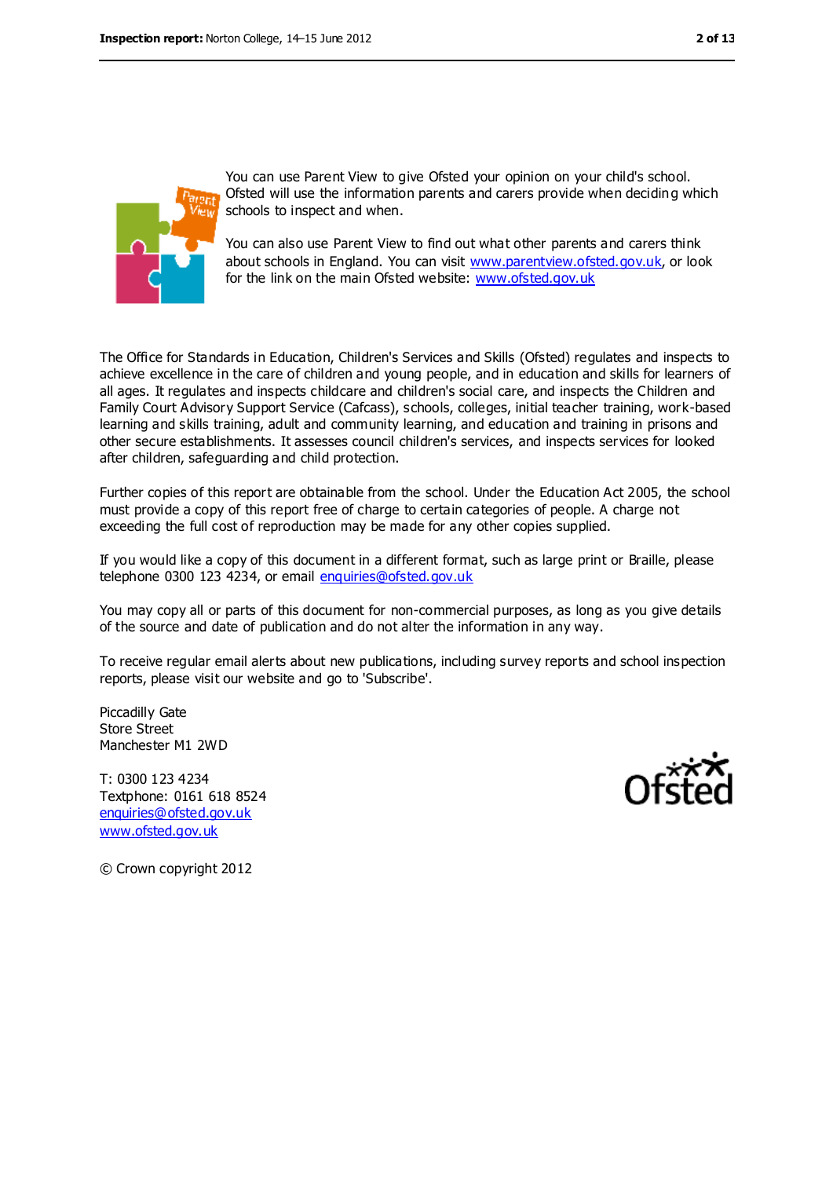You can use Parent View to give Ofsted your opinion on your child's school. Ofsted will use the information parents and carers provide when deciding which schools to inspect and when.

You can also use Parent View to find out what other parents and carers think about schools in England. You can visit www.parentview.ofsted.gov.uk, or look for the link on the main Ofsted website: www.ofsted.gov.uk

The Office for Standards in Education, Children's Services and Skills (Ofsted) regulates and inspects to achieve excellence in the care of children and young people, and in education and skills for learners of all ages. It regulates and inspects childcare and children's social care, and inspects the Children and Family Court Advisory Support Service (Cafcass), schools, colleges, initial teacher training, work-based learning and skills training, adult and community learning, and education and training in prisons and other secure establishments. It assesses council children's services, and inspects services for looked after children, safeguarding and child protection.

Further copies of this report are obtainable from the school. Under the Education Act 2005, the school must provide a copy of this report free of charge to certain categories of people. A charge not exceeding the full cost of reproduction may be made for any other copies supplied.

If you would like a copy of this document in a different format, such as large print or Braille, please telephone 0300 123 4234, or email enquiries@ofsted.gov.uk

You may copy all or parts of this document for non-commercial purposes, as long as you give details of the source and date of publication and do not alter the information in any way.

To receive regular email alerts about new publications, including survey reports and school inspection reports, please visit our website and go to 'Subscribe'.

Piccadilly Gate
Store Street
Manchester M1 2WD

T: 0300 123 4234
Textphone: 0161 618 8524
enquiries@ofsted.gov.uk
www.ofsted.gov.uk

© Crown copyright 2012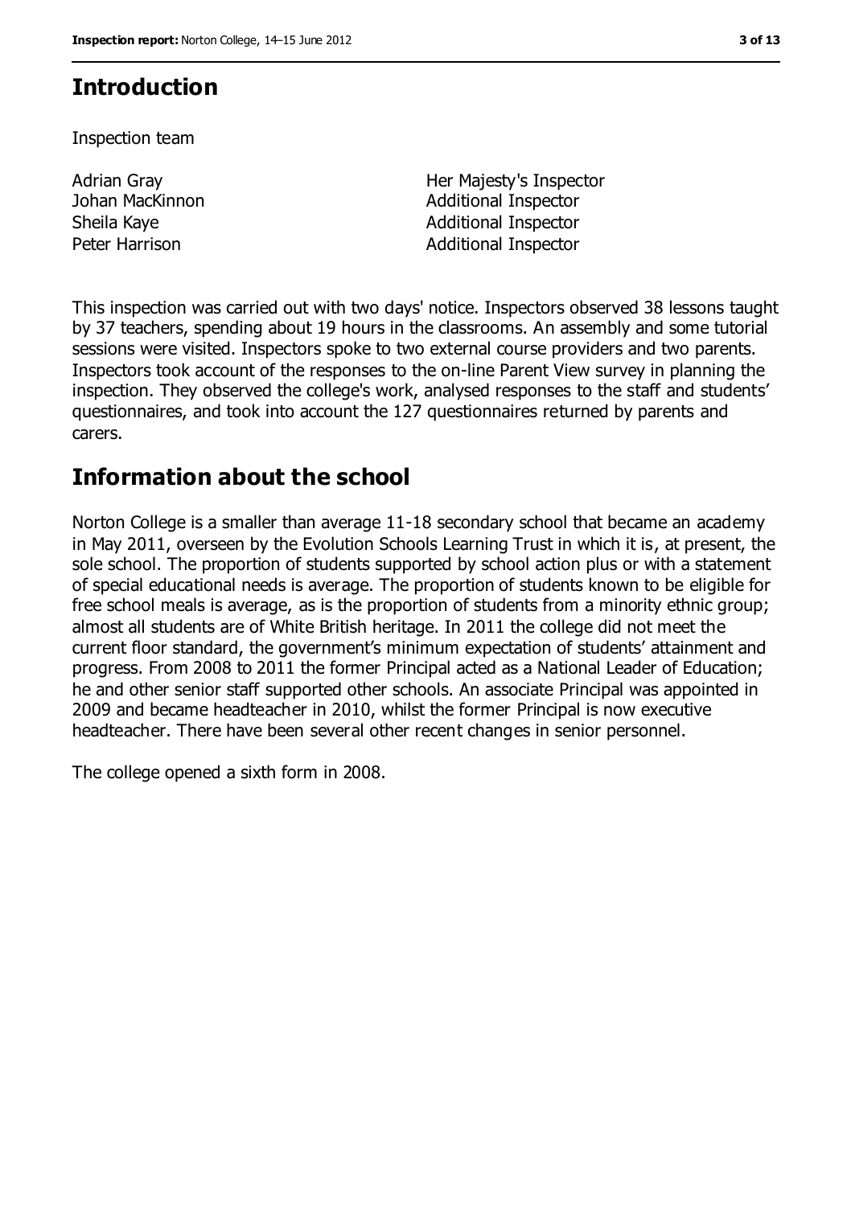## Introduction

Inspection team

| | |
|---|---|
| Adrian Gray | Her Majesty's Inspector |
| Johan MacKinnon | Additional Inspector |
| Sheila Kaye | Additional Inspector |
| Peter Harrison | Additional Inspector |

This inspection was carried out with two days' notice. Inspectors observed 38 lessons taught by 37 teachers, spending about 19 hours in the classrooms. An assembly and some tutorial sessions were visited. Inspectors spoke to two external course providers and two parents. Inspectors took account of the responses to the on-line Parent View survey in planning the inspection. They observed the college's work, analysed responses to the staff and students' questionnaires, and took into account the 127 questionnaires returned by parents and carers.

## Information about the school

Norton College is a smaller than average 11-18 secondary school that became an academy in May 2011, overseen by the Evolution Schools Learning Trust in which it is, at present, the sole school. The proportion of students supported by school action plus or with a statement of special educational needs is average. The proportion of students known to be eligible for free school meals is average, as is the proportion of students from a minority ethnic group; almost all students are of White British heritage. In 2011 the college did not meet the current floor standard, the government's minimum expectation of students' attainment and progress. From 2008 to 2011 the former Principal acted as a National Leader of Education; he and other senior staff supported other schools. An associate Principal was appointed in 2009 and became headteacher in 2010, whilst the former Principal is now executive headteacher. There have been several other recent changes in senior personnel.

The college opened a sixth form in 2008.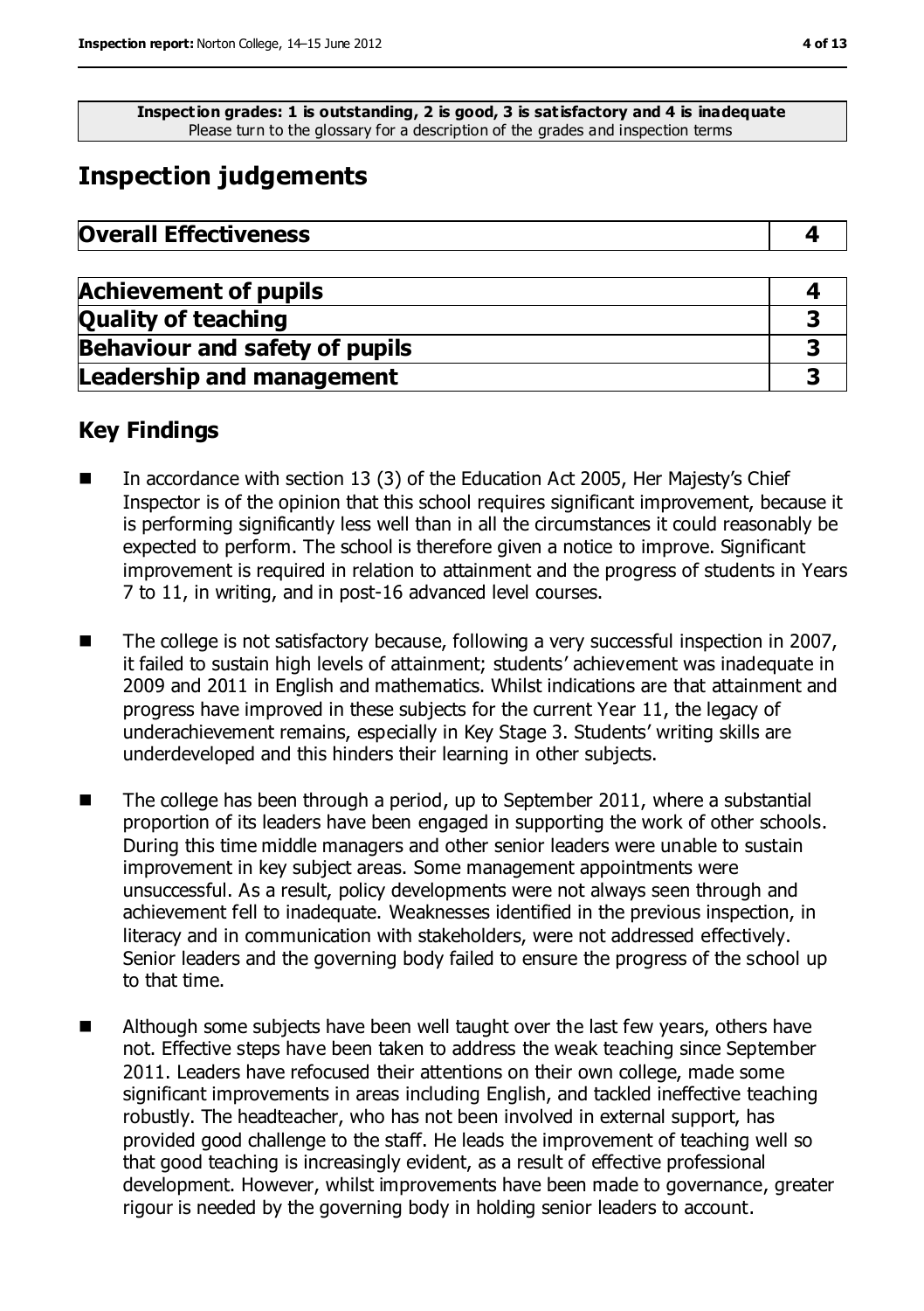**Inspection grades: 1 is outstanding, 2 is good, 3 is satisfactory and 4 is inadequate**
Please turn to the glossary for a description of the grades and inspection terms

# Inspection judgements

| **Overall Effectiveness** | **4** |
|---|---|

| **Achievement of pupils** | **4** |
|---|---|
| **Quality of teaching** | **3** |
| **Behaviour and safety of pupils** | **3** |
| **Leadership and management** | **3** |

## Key Findings

- In accordance with section 13 (3) of the Education Act 2005, Her Majesty's Chief Inspector is of the opinion that this school requires significant improvement, because it is performing significantly less well than in all the circumstances it could reasonably be expected to perform. The school is therefore given a notice to improve. Significant improvement is required in relation to attainment and the progress of students in Years 7 to 11, in writing, and in post-16 advanced level courses.
- The college is not satisfactory because, following a very successful inspection in 2007, it failed to sustain high levels of attainment; students' achievement was inadequate in 2009 and 2011 in English and mathematics. Whilst indications are that attainment and progress have improved in these subjects for the current Year 11, the legacy of underachievement remains, especially in Key Stage 3. Students' writing skills are underdeveloped and this hinders their learning in other subjects.
- The college has been through a period, up to September 2011, where a substantial proportion of its leaders have been engaged in supporting the work of other schools. During this time middle managers and other senior leaders were unable to sustain improvement in key subject areas. Some management appointments were unsuccessful. As a result, policy developments were not always seen through and achievement fell to inadequate. Weaknesses identified in the previous inspection, in literacy and in communication with stakeholders, were not addressed effectively. Senior leaders and the governing body failed to ensure the progress of the school up to that time.
- Although some subjects have been well taught over the last few years, others have not. Effective steps have been taken to address the weak teaching since September 2011. Leaders have refocused their attentions on their own college, made some significant improvements in areas including English, and tackled ineffective teaching robustly. The headteacher, who has not been involved in external support, has provided good challenge to the staff. He leads the improvement of teaching well so that good teaching is increasingly evident, as a result of effective professional development. However, whilst improvements have been made to governance, greater rigour is needed by the governing body in holding senior leaders to account.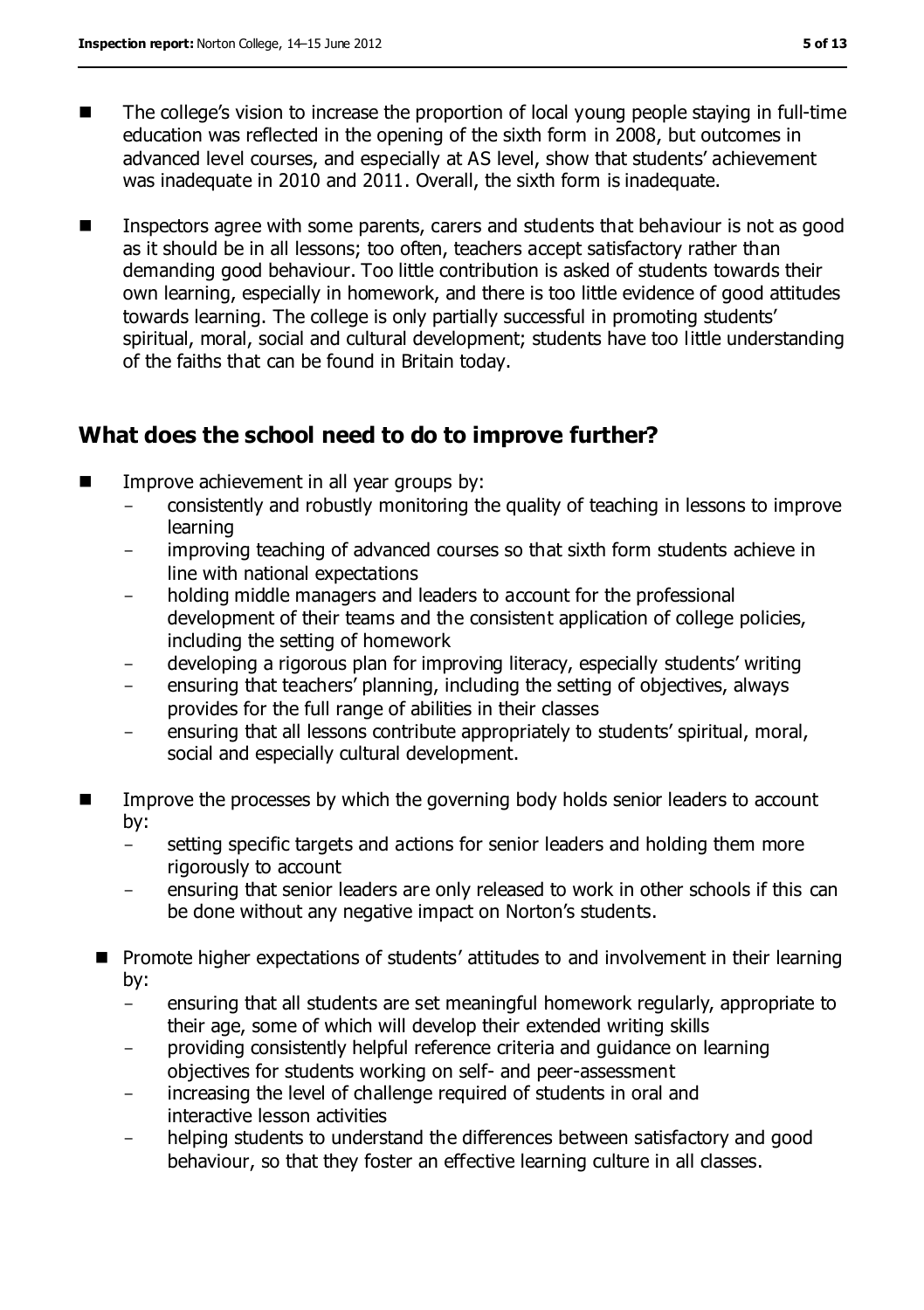- The college's vision to increase the proportion of local young people staying in full-time education was reflected in the opening of the sixth form in 2008, but outcomes in advanced level courses, and especially at AS level, show that students' achievement was inadequate in 2010 and 2011. Overall, the sixth form is inadequate.
- Inspectors agree with some parents, carers and students that behaviour is not as good as it should be in all lessons; too often, teachers accept satisfactory rather than demanding good behaviour. Too little contribution is asked of students towards their own learning, especially in homework, and there is too little evidence of good attitudes towards learning. The college is only partially successful in promoting students' spiritual, moral, social and cultural development; students have too little understanding of the faiths that can be found in Britain today.

## What does the school need to do to improve further?

- Improve achievement in all year groups by:
  - consistently and robustly monitoring the quality of teaching in lessons to improve learning
  - improving teaching of advanced courses so that sixth form students achieve in line with national expectations
  - holding middle managers and leaders to account for the professional development of their teams and the consistent application of college policies, including the setting of homework
  - developing a rigorous plan for improving literacy, especially students' writing
  - ensuring that teachers' planning, including the setting of objectives, always provides for the full range of abilities in their classes
  - ensuring that all lessons contribute appropriately to students' spiritual, moral, social and especially cultural development.
- Improve the processes by which the governing body holds senior leaders to account by:
  - setting specific targets and actions for senior leaders and holding them more rigorously to account
  - ensuring that senior leaders are only released to work in other schools if this can be done without any negative impact on Norton's students.
- Promote higher expectations of students' attitudes to and involvement in their learning by:
  - ensuring that all students are set meaningful homework regularly, appropriate to their age, some of which will develop their extended writing skills
  - providing consistently helpful reference criteria and guidance on learning objectives for students working on self- and peer-assessment
  - increasing the level of challenge required of students in oral and interactive lesson activities
  - helping students to understand the differences between satisfactory and good behaviour, so that they foster an effective learning culture in all classes.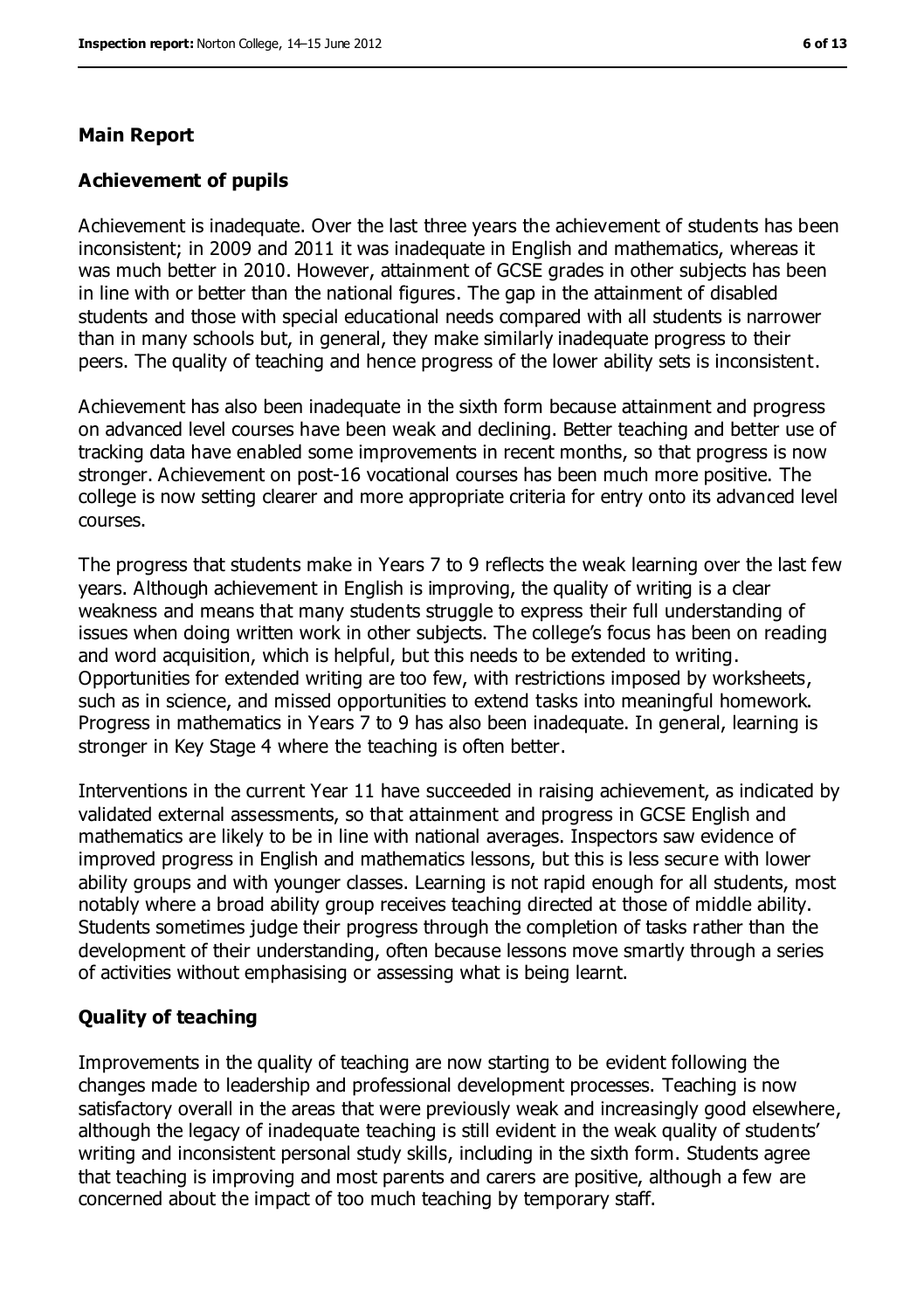## Main Report

### Achievement of pupils

Achievement is inadequate. Over the last three years the achievement of students has been inconsistent; in 2009 and 2011 it was inadequate in English and mathematics, whereas it was much better in 2010. However, attainment of GCSE grades in other subjects has been in line with or better than the national figures. The gap in the attainment of disabled students and those with special educational needs compared with all students is narrower than in many schools but, in general, they make similarly inadequate progress to their peers. The quality of teaching and hence progress of the lower ability sets is inconsistent.

Achievement has also been inadequate in the sixth form because attainment and progress on advanced level courses have been weak and declining. Better teaching and better use of tracking data have enabled some improvements in recent months, so that progress is now stronger. Achievement on post-16 vocational courses has been much more positive. The college is now setting clearer and more appropriate criteria for entry onto its advanced level courses.

The progress that students make in Years 7 to 9 reflects the weak learning over the last few years. Although achievement in English is improving, the quality of writing is a clear weakness and means that many students struggle to express their full understanding of issues when doing written work in other subjects. The college's focus has been on reading and word acquisition, which is helpful, but this needs to be extended to writing. Opportunities for extended writing are too few, with restrictions imposed by worksheets, such as in science, and missed opportunities to extend tasks into meaningful homework. Progress in mathematics in Years 7 to 9 has also been inadequate. In general, learning is stronger in Key Stage 4 where the teaching is often better.

Interventions in the current Year 11 have succeeded in raising achievement, as indicated by validated external assessments, so that attainment and progress in GCSE English and mathematics are likely to be in line with national averages. Inspectors saw evidence of improved progress in English and mathematics lessons, but this is less secure with lower ability groups and with younger classes. Learning is not rapid enough for all students, most notably where a broad ability group receives teaching directed at those of middle ability. Students sometimes judge their progress through the completion of tasks rather than the development of their understanding, often because lessons move smartly through a series of activities without emphasising or assessing what is being learnt.

### Quality of teaching

Improvements in the quality of teaching are now starting to be evident following the changes made to leadership and professional development processes. Teaching is now satisfactory overall in the areas that were previously weak and increasingly good elsewhere, although the legacy of inadequate teaching is still evident in the weak quality of students' writing and inconsistent personal study skills, including in the sixth form. Students agree that teaching is improving and most parents and carers are positive, although a few are concerned about the impact of too much teaching by temporary staff.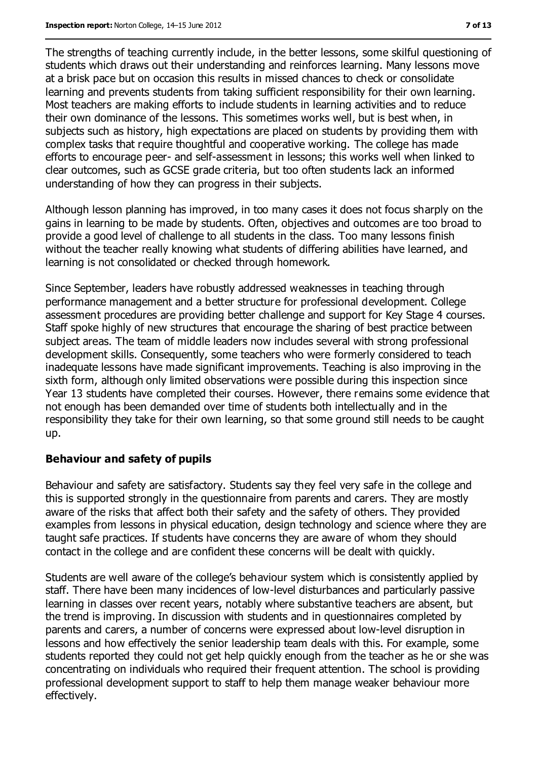The strengths of teaching currently include, in the better lessons, some skilful questioning of students which draws out their understanding and reinforces learning. Many lessons move at a brisk pace but on occasion this results in missed chances to check or consolidate learning and prevents students from taking sufficient responsibility for their own learning. Most teachers are making efforts to include students in learning activities and to reduce their own dominance of the lessons. This sometimes works well, but is best when, in subjects such as history, high expectations are placed on students by providing them with complex tasks that require thoughtful and cooperative working. The college has made efforts to encourage peer- and self-assessment in lessons; this works well when linked to clear outcomes, such as GCSE grade criteria, but too often students lack an informed understanding of how they can progress in their subjects.

Although lesson planning has improved, in too many cases it does not focus sharply on the gains in learning to be made by students. Often, objectives and outcomes are too broad to provide a good level of challenge to all students in the class. Too many lessons finish without the teacher really knowing what students of differing abilities have learned, and learning is not consolidated or checked through homework.

Since September, leaders have robustly addressed weaknesses in teaching through performance management and a better structure for professional development. College assessment procedures are providing better challenge and support for Key Stage 4 courses. Staff spoke highly of new structures that encourage the sharing of best practice between subject areas. The team of middle leaders now includes several with strong professional development skills. Consequently, some teachers who were formerly considered to teach inadequate lessons have made significant improvements. Teaching is also improving in the sixth form, although only limited observations were possible during this inspection since Year 13 students have completed their courses. However, there remains some evidence that not enough has been demanded over time of students both intellectually and in the responsibility they take for their own learning, so that some ground still needs to be caught up.

## Behaviour and safety of pupils

Behaviour and safety are satisfactory. Students say they feel very safe in the college and this is supported strongly in the questionnaire from parents and carers. They are mostly aware of the risks that affect both their safety and the safety of others. They provided examples from lessons in physical education, design technology and science where they are taught safe practices. If students have concerns they are aware of whom they should contact in the college and are confident these concerns will be dealt with quickly.

Students are well aware of the college's behaviour system which is consistently applied by staff. There have been many incidences of low-level disturbances and particularly passive learning in classes over recent years, notably where substantive teachers are absent, but the trend is improving. In discussion with students and in questionnaires completed by parents and carers, a number of concerns were expressed about low-level disruption in lessons and how effectively the senior leadership team deals with this. For example, some students reported they could not get help quickly enough from the teacher as he or she was concentrating on individuals who required their frequent attention. The school is providing professional development support to staff to help them manage weaker behaviour more effectively.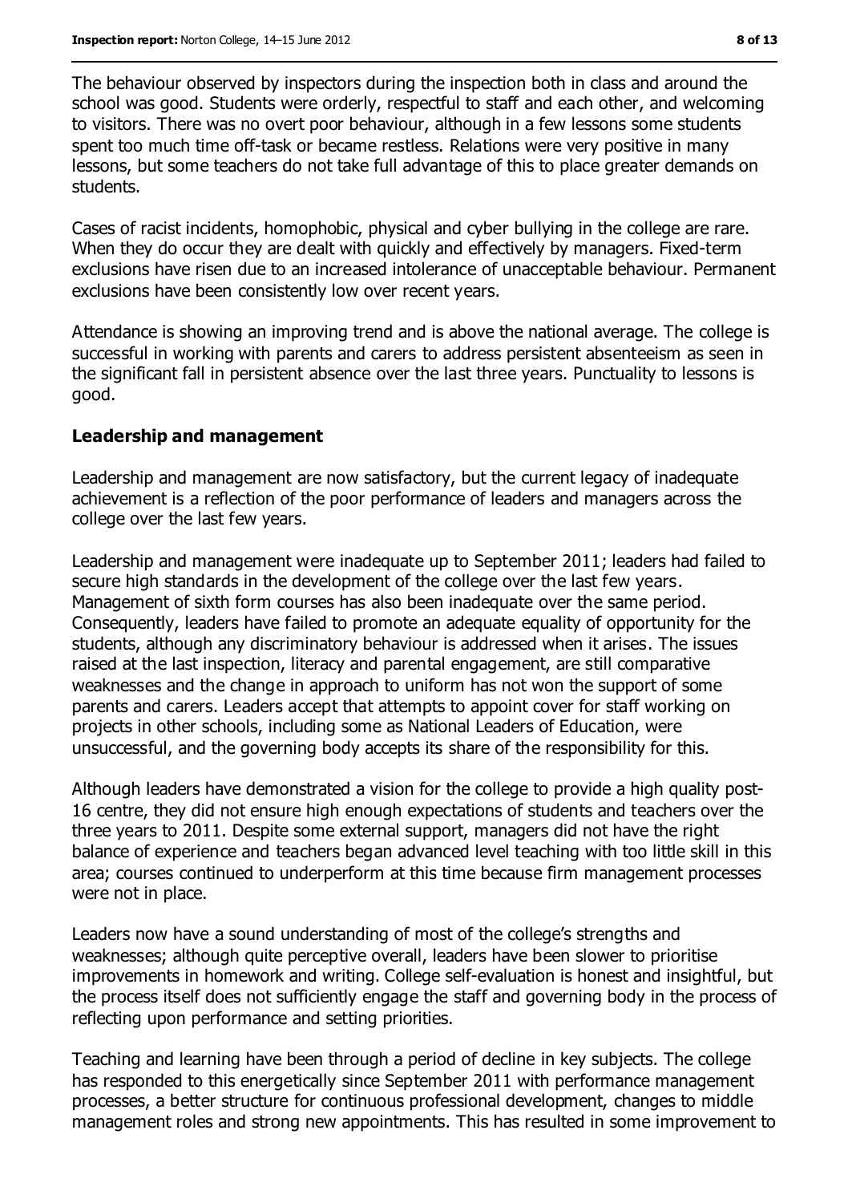The behaviour observed by inspectors during the inspection both in class and around the school was good. Students were orderly, respectful to staff and each other, and welcoming to visitors. There was no overt poor behaviour, although in a few lessons some students spent too much time off-task or became restless. Relations were very positive in many lessons, but some teachers do not take full advantage of this to place greater demands on students.

Cases of racist incidents, homophobic, physical and cyber bullying in the college are rare. When they do occur they are dealt with quickly and effectively by managers. Fixed-term exclusions have risen due to an increased intolerance of unacceptable behaviour. Permanent exclusions have been consistently low over recent years.

Attendance is showing an improving trend and is above the national average. The college is successful in working with parents and carers to address persistent absenteeism as seen in the significant fall in persistent absence over the last three years. Punctuality to lessons is good.

### Leadership and management

Leadership and management are now satisfactory, but the current legacy of inadequate achievement is a reflection of the poor performance of leaders and managers across the college over the last few years.

Leadership and management were inadequate up to September 2011; leaders had failed to secure high standards in the development of the college over the last few years. Management of sixth form courses has also been inadequate over the same period. Consequently, leaders have failed to promote an adequate equality of opportunity for the students, although any discriminatory behaviour is addressed when it arises. The issues raised at the last inspection, literacy and parental engagement, are still comparative weaknesses and the change in approach to uniform has not won the support of some parents and carers. Leaders accept that attempts to appoint cover for staff working on projects in other schools, including some as National Leaders of Education, were unsuccessful, and the governing body accepts its share of the responsibility for this.

Although leaders have demonstrated a vision for the college to provide a high quality post-16 centre, they did not ensure high enough expectations of students and teachers over the three years to 2011. Despite some external support, managers did not have the right balance of experience and teachers began advanced level teaching with too little skill in this area; courses continued to underperform at this time because firm management processes were not in place.

Leaders now have a sound understanding of most of the college's strengths and weaknesses; although quite perceptive overall, leaders have been slower to prioritise improvements in homework and writing. College self-evaluation is honest and insightful, but the process itself does not sufficiently engage the staff and governing body in the process of reflecting upon performance and setting priorities.

Teaching and learning have been through a period of decline in key subjects. The college has responded to this energetically since September 2011 with performance management processes, a better structure for continuous professional development, changes to middle management roles and strong new appointments. This has resulted in some improvement to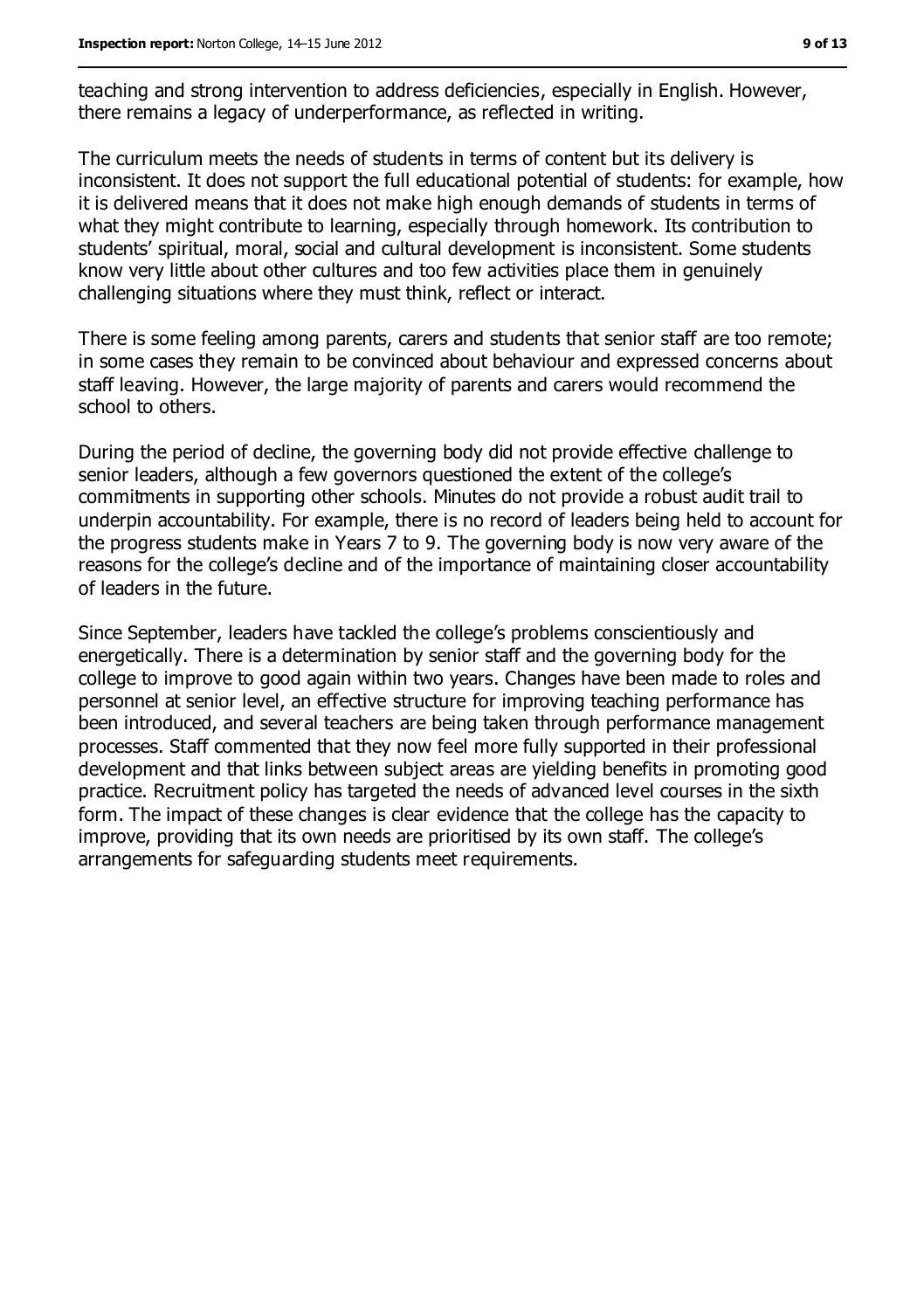teaching and strong intervention to address deficiencies, especially in English. However, there remains a legacy of underperformance, as reflected in writing.

The curriculum meets the needs of students in terms of content but its delivery is inconsistent. It does not support the full educational potential of students: for example, how it is delivered means that it does not make high enough demands of students in terms of what they might contribute to learning, especially through homework. Its contribution to students' spiritual, moral, social and cultural development is inconsistent. Some students know very little about other cultures and too few activities place them in genuinely challenging situations where they must think, reflect or interact.

There is some feeling among parents, carers and students that senior staff are too remote; in some cases they remain to be convinced about behaviour and expressed concerns about staff leaving. However, the large majority of parents and carers would recommend the school to others.

During the period of decline, the governing body did not provide effective challenge to senior leaders, although a few governors questioned the extent of the college's commitments in supporting other schools. Minutes do not provide a robust audit trail to underpin accountability. For example, there is no record of leaders being held to account for the progress students make in Years 7 to 9. The governing body is now very aware of the reasons for the college's decline and of the importance of maintaining closer accountability of leaders in the future.

Since September, leaders have tackled the college's problems conscientiously and energetically. There is a determination by senior staff and the governing body for the college to improve to good again within two years. Changes have been made to roles and personnel at senior level, an effective structure for improving teaching performance has been introduced, and several teachers are being taken through performance management processes. Staff commented that they now feel more fully supported in their professional development and that links between subject areas are yielding benefits in promoting good practice. Recruitment policy has targeted the needs of advanced level courses in the sixth form. The impact of these changes is clear evidence that the college has the capacity to improve, providing that its own needs are prioritised by its own staff. The college's arrangements for safeguarding students meet requirements.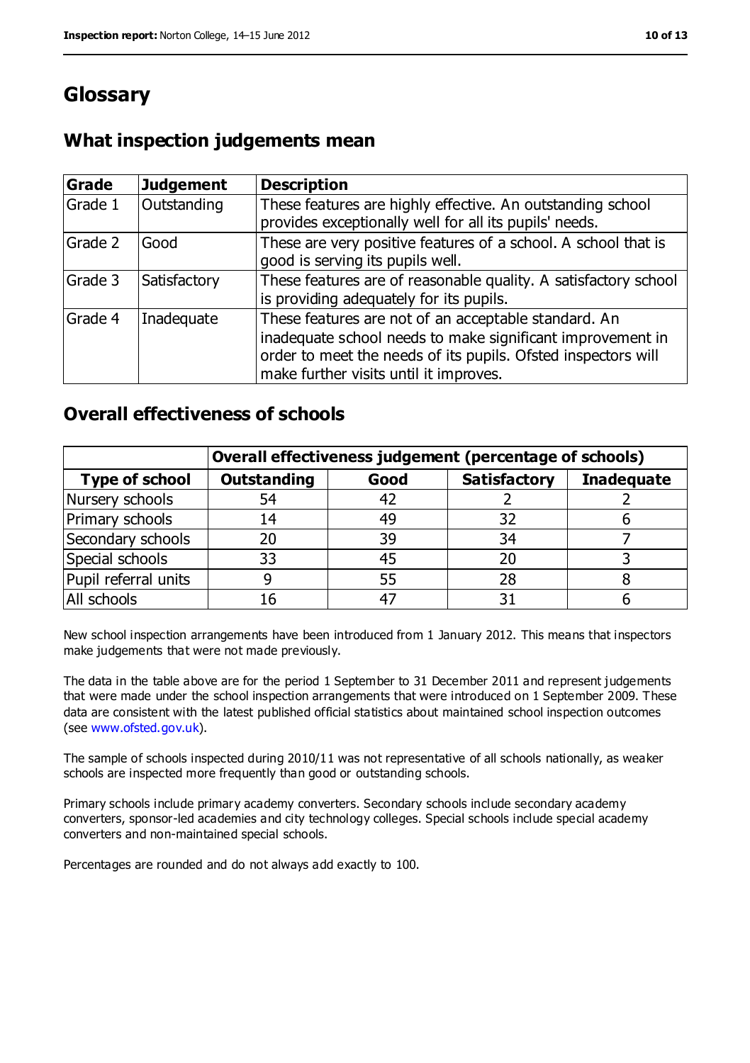# Glossary

## What inspection judgements mean

| Grade | Judgement | Description |
|---|---|---|
| Grade 1 | Outstanding | These features are highly effective. An outstanding school provides exceptionally well for all its pupils' needs. |
| Grade 2 | Good | These are very positive features of a school. A school that is good is serving its pupils well. |
| Grade 3 | Satisfactory | These features are of reasonable quality. A satisfactory school is providing adequately for its pupils. |
| Grade 4 | Inadequate | These features are not of an acceptable standard. An inadequate school needs to make significant improvement in order to meet the needs of its pupils. Ofsted inspectors will make further visits until it improves. |

## Overall effectiveness of schools

| | Overall effectiveness judgement (percentage of schools) | | | |
|---|---|---|---|---|
| **Type of school** | **Outstanding** | **Good** | **Satisfactory** | **Inadequate** |
| Nursery schools | 54 | 42 | 2 | 2 |
| Primary schools | 14 | 49 | 32 | 6 |
| Secondary schools | 20 | 39 | 34 | 7 |
| Special schools | 33 | 45 | 20 | 3 |
| Pupil referral units | 9 | 55 | 28 | 8 |
| All schools | 16 | 47 | 31 | 6 |

New school inspection arrangements have been introduced from 1 January 2012. This means that inspectors make judgements that were not made previously.

The data in the table above are for the period 1 September to 31 December 2011 and represent judgements that were made under the school inspection arrangements that were introduced on 1 September 2009. These data are consistent with the latest published official statistics about maintained school inspection outcomes (see www.ofsted.gov.uk).

The sample of schools inspected during 2010/11 was not representative of all schools nationally, as weaker schools are inspected more frequently than good or outstanding schools.

Primary schools include primary academy converters. Secondary schools include secondary academy converters, sponsor-led academies and city technology colleges. Special schools include special academy converters and non-maintained special schools.

Percentages are rounded and do not always add exactly to 100.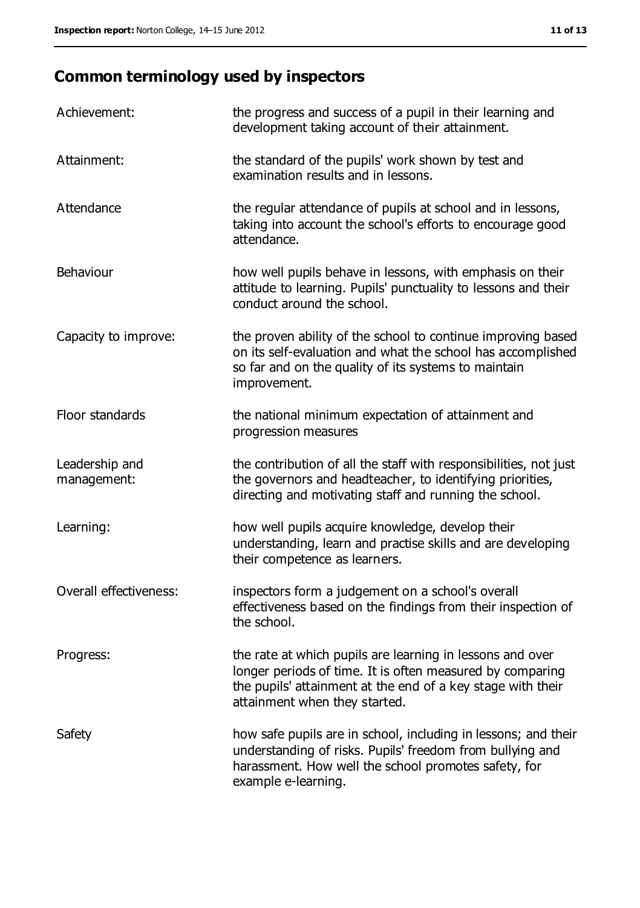## Common terminology used by inspectors

| | |
|---|---|
| Achievement: | the progress and success of a pupil in their learning and development taking account of their attainment. |
| Attainment: | the standard of the pupils' work shown by test and examination results and in lessons. |
| Attendance | the regular attendance of pupils at school and in lessons, taking into account the school's efforts to encourage good attendance. |
| Behaviour | how well pupils behave in lessons, with emphasis on their attitude to learning. Pupils' punctuality to lessons and their conduct around the school. |
| Capacity to improve: | the proven ability of the school to continue improving based on its self-evaluation and what the school has accomplished so far and on the quality of its systems to maintain improvement. |
| Floor standards | the national minimum expectation of attainment and progression measures |
| Leadership and management: | the contribution of all the staff with responsibilities, not just the governors and headteacher, to identifying priorities, directing and motivating staff and running the school. |
| Learning: | how well pupils acquire knowledge, develop their understanding, learn and practise skills and are developing their competence as learners. |
| Overall effectiveness: | inspectors form a judgement on a school's overall effectiveness based on the findings from their inspection of the school. |
| Progress: | the rate at which pupils are learning in lessons and over longer periods of time. It is often measured by comparing the pupils' attainment at the end of a key stage with their attainment when they started. |
| Safety | how safe pupils are in school, including in lessons; and their understanding of risks. Pupils' freedom from bullying and harassment. How well the school promotes safety, for example e-learning. |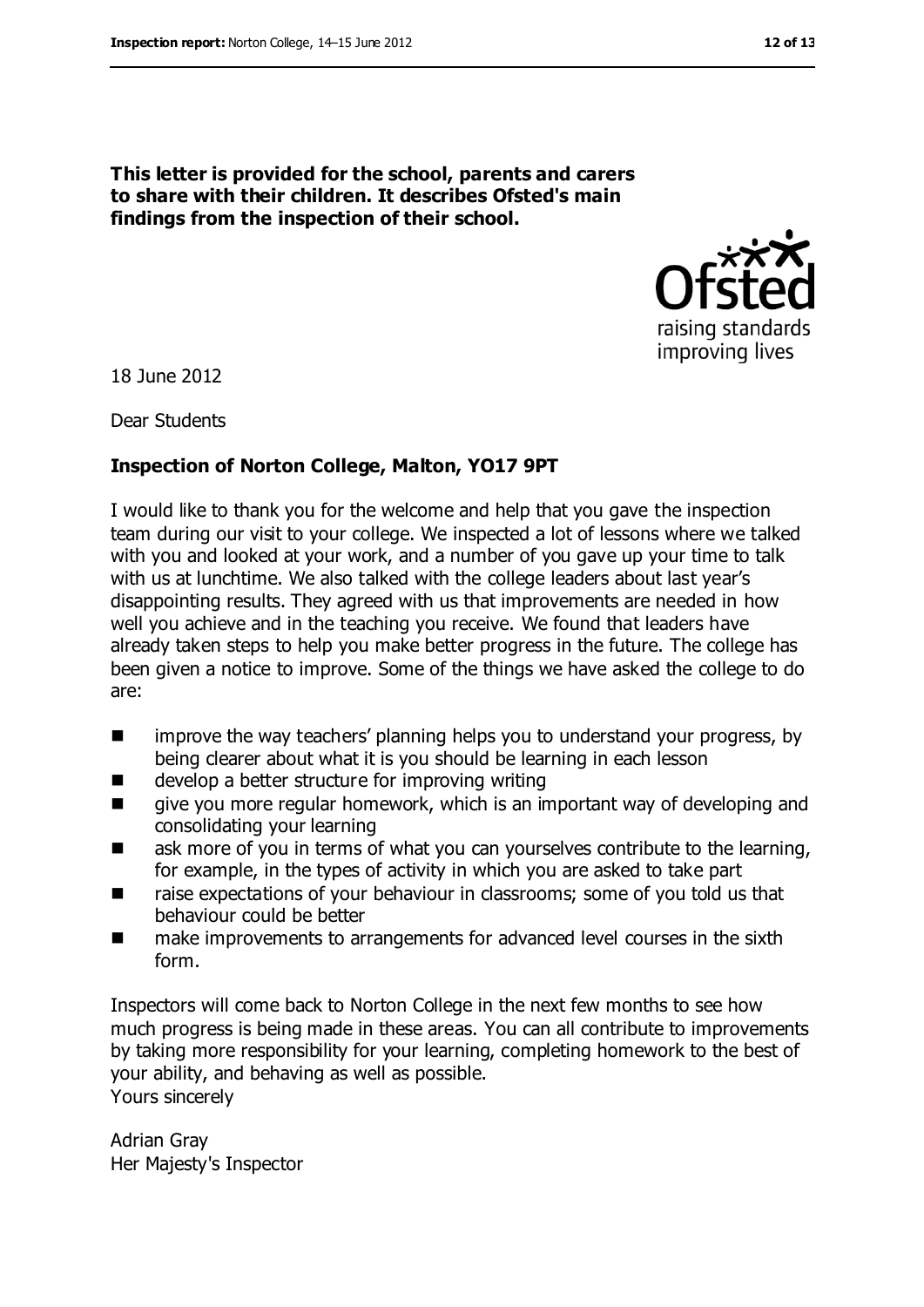**This letter is provided for the school, parents and carers to share with their children. It describes Ofsted's main findings from the inspection of their school.**

18 June 2012

Dear Students

**Inspection of Norton College, Malton, YO17 9PT**

I would like to thank you for the welcome and help that you gave the inspection team during our visit to your college. We inspected a lot of lessons where we talked with you and looked at your work, and a number of you gave up your time to talk with us at lunchtime. We also talked with the college leaders about last year's disappointing results. They agreed with us that improvements are needed in how well you achieve and in the teaching you receive. We found that leaders have already taken steps to help you make better progress in the future. The college has been given a notice to improve. Some of the things we have asked the college to do are:

- improve the way teachers' planning helps you to understand your progress, by being clearer about what it is you should be learning in each lesson
- develop a better structure for improving writing
- give you more regular homework, which is an important way of developing and consolidating your learning
- ask more of you in terms of what you can yourselves contribute to the learning, for example, in the types of activity in which you are asked to take part
- raise expectations of your behaviour in classrooms; some of you told us that behaviour could be better
- make improvements to arrangements for advanced level courses in the sixth form.

Inspectors will come back to Norton College in the next few months to see how much progress is being made in these areas. You can all contribute to improvements by taking more responsibility for your learning, completing homework to the best of your ability, and behaving as well as possible.

Yours sincerely

Adrian Gray
Her Majesty's Inspector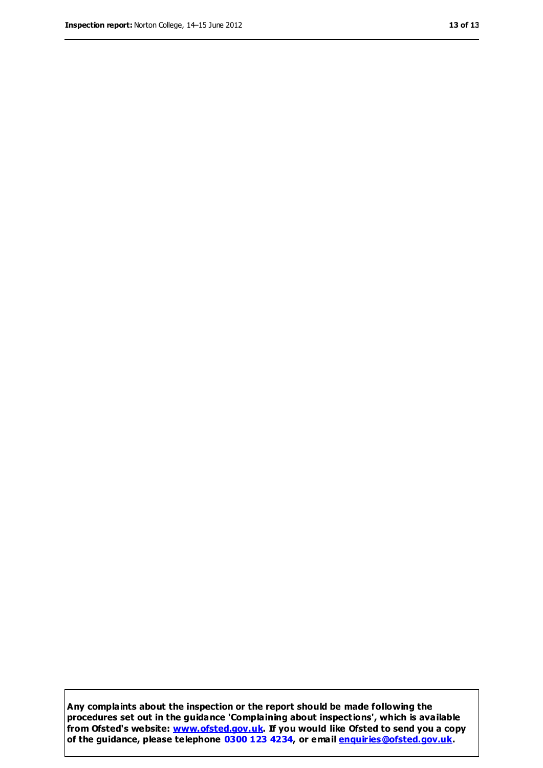**Any complaints about the inspection or the report should be made following the procedures set out in the guidance 'Complaining about inspections', which is available from Ofsted's website: [www.ofsted.gov.uk](http://www.ofsted.gov.uk). If you would like Ofsted to send you a copy of the guidance, please telephone 0300 123 4234, or email [enquiries@ofsted.gov.uk](mailto:enquiries@ofsted.gov.uk).**